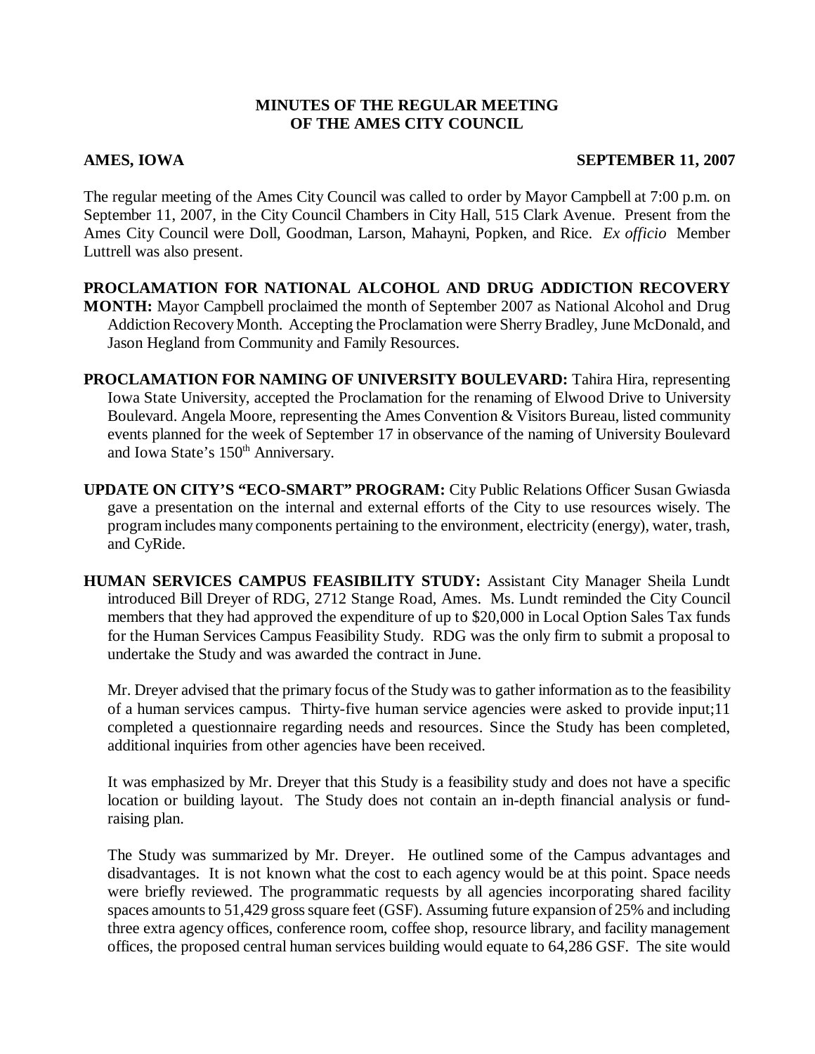**MINUTES OF THE REGULAR MEETING OF THE AMES CITY COUNCIL**

**AMES, IOWA** **SEPTEMBER 11, 2007**

The regular meeting of the Ames City Council was called to order by Mayor Campbell at 7:00 p.m. on September 11, 2007, in the City Council Chambers in City Hall, 515 Clark Avenue. Present from the Ames City Council were Doll, Goodman, Larson, Mahayni, Popken, and Rice. *Ex officio* Member Luttrell was also present.

**PROCLAMATION FOR NATIONAL ALCOHOL AND DRUG ADDICTION RECOVERY MONTH:** Mayor Campbell proclaimed the month of September 2007 as National Alcohol and Drug Addiction Recovery Month. Accepting the Proclamation were Sherry Bradley, June McDonald, and Jason Hegland from Community and Family Resources.

**PROCLAMATION FOR NAMING OF UNIVERSITY BOULEVARD:** Tahira Hira, representing Iowa State University, accepted the Proclamation for the renaming of Elwood Drive to University Boulevard. Angela Moore, representing the Ames Convention & Visitors Bureau, listed community events planned for the week of September 17 in observance of the naming of University Boulevard and Iowa State's 150th Anniversary.

**UPDATE ON CITY'S "ECO-SMART" PROGRAM:** City Public Relations Officer Susan Gwiasda gave a presentation on the internal and external efforts of the City to use resources wisely. The program includes many components pertaining to the environment, electricity (energy), water, trash, and CyRide.

**HUMAN SERVICES CAMPUS FEASIBILITY STUDY:** Assistant City Manager Sheila Lundt introduced Bill Dreyer of RDG, 2712 Stange Road, Ames. Ms. Lundt reminded the City Council members that they had approved the expenditure of up to $20,000 in Local Option Sales Tax funds for the Human Services Campus Feasibility Study. RDG was the only firm to submit a proposal to undertake the Study and was awarded the contract in June.

Mr. Dreyer advised that the primary focus of the Study was to gather information as to the feasibility of a human services campus. Thirty-five human service agencies were asked to provide input;11 completed a questionnaire regarding needs and resources. Since the Study has been completed, additional inquiries from other agencies have been received.

It was emphasized by Mr. Dreyer that this Study is a feasibility study and does not have a specific location or building layout. The Study does not contain an in-depth financial analysis or fund-raising plan.

The Study was summarized by Mr. Dreyer. He outlined some of the Campus advantages and disadvantages. It is not known what the cost to each agency would be at this point. Space needs were briefly reviewed. The programmatic requests by all agencies incorporating shared facility spaces amounts to 51,429 gross square feet (GSF). Assuming future expansion of 25% and including three extra agency offices, conference room, coffee shop, resource library, and facility management offices, the proposed central human services building would equate to 64,286 GSF. The site would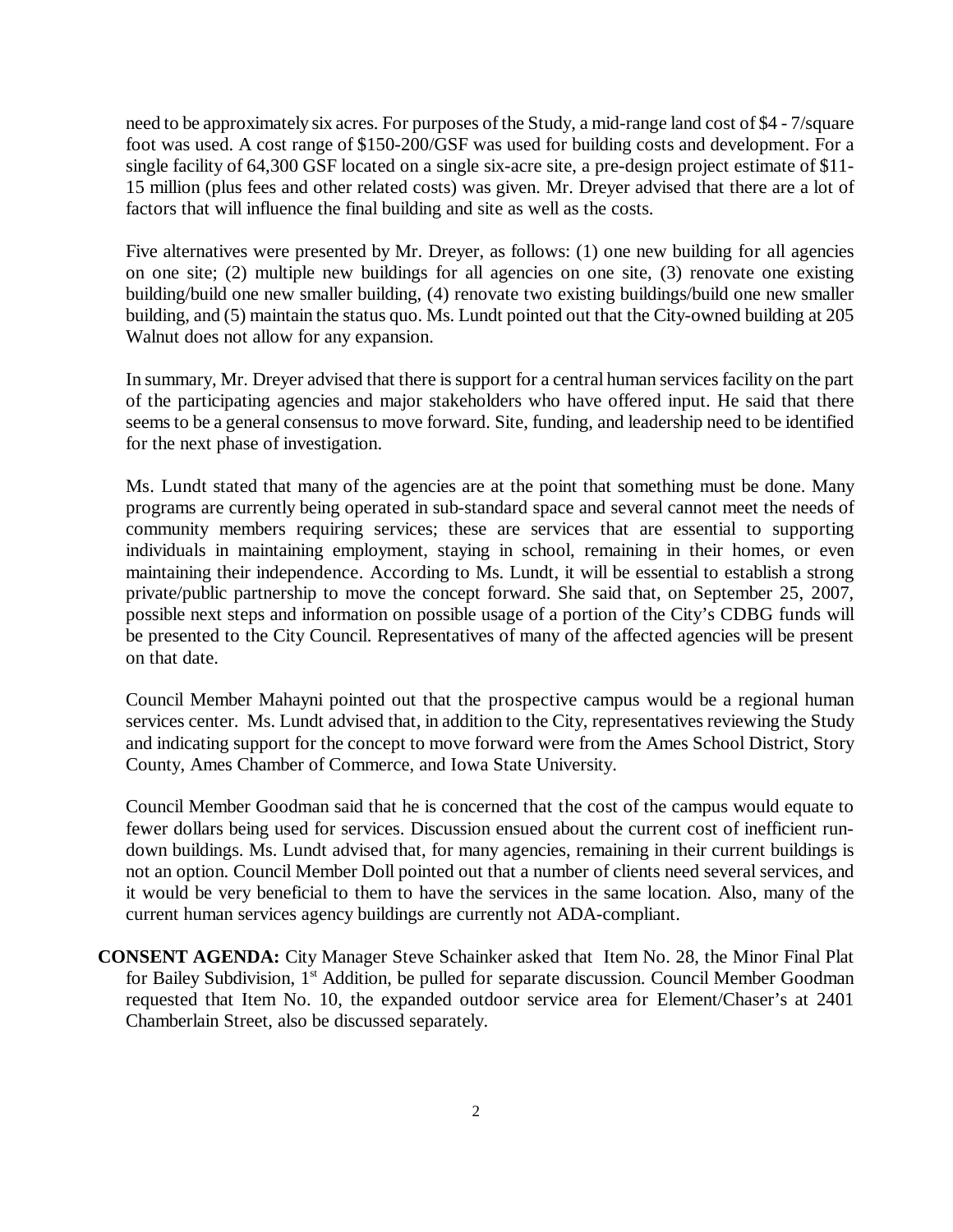need to be approximately six acres. For purposes of the Study, a mid-range land cost of $4 - 7/square foot was used. A cost range of $150-200/GSF was used for building costs and development. For a single facility of 64,300 GSF located on a single six-acre site, a pre-design project estimate of $11-15 million (plus fees and other related costs) was given. Mr. Dreyer advised that there are a lot of factors that will influence the final building and site as well as the costs.

Five alternatives were presented by Mr. Dreyer, as follows: (1) one new building for all agencies on one site; (2) multiple new buildings for all agencies on one site, (3) renovate one existing building/build one new smaller building, (4) renovate two existing buildings/build one new smaller building, and (5) maintain the status quo. Ms. Lundt pointed out that the City-owned building at 205 Walnut does not allow for any expansion.

In summary, Mr. Dreyer advised that there is support for a central human services facility on the part of the participating agencies and major stakeholders who have offered input. He said that there seems to be a general consensus to move forward. Site, funding, and leadership need to be identified for the next phase of investigation.

Ms. Lundt stated that many of the agencies are at the point that something must be done. Many programs are currently being operated in sub-standard space and several cannot meet the needs of community members requiring services; these are services that are essential to supporting individuals in maintaining employment, staying in school, remaining in their homes, or even maintaining their independence. According to Ms. Lundt, it will be essential to establish a strong private/public partnership to move the concept forward. She said that, on September 25, 2007, possible next steps and information on possible usage of a portion of the City's CDBG funds will be presented to the City Council. Representatives of many of the affected agencies will be present on that date.

Council Member Mahayni pointed out that the prospective campus would be a regional human services center. Ms. Lundt advised that, in addition to the City, representatives reviewing the Study and indicating support for the concept to move forward were from the Ames School District, Story County, Ames Chamber of Commerce, and Iowa State University.

Council Member Goodman said that he is concerned that the cost of the campus would equate to fewer dollars being used for services. Discussion ensued about the current cost of inefficient run-down buildings. Ms. Lundt advised that, for many agencies, remaining in their current buildings is not an option. Council Member Doll pointed out that a number of clients need several services, and it would be very beneficial to them to have the services in the same location. Also, many of the current human services agency buildings are currently not ADA-compliant.

**CONSENT AGENDA:** City Manager Steve Schainker asked that Item No. 28, the Minor Final Plat for Bailey Subdivision, 1st Addition, be pulled for separate discussion. Council Member Goodman requested that Item No. 10, the expanded outdoor service area for Element/Chaser's at 2401 Chamberlain Street, also be discussed separately.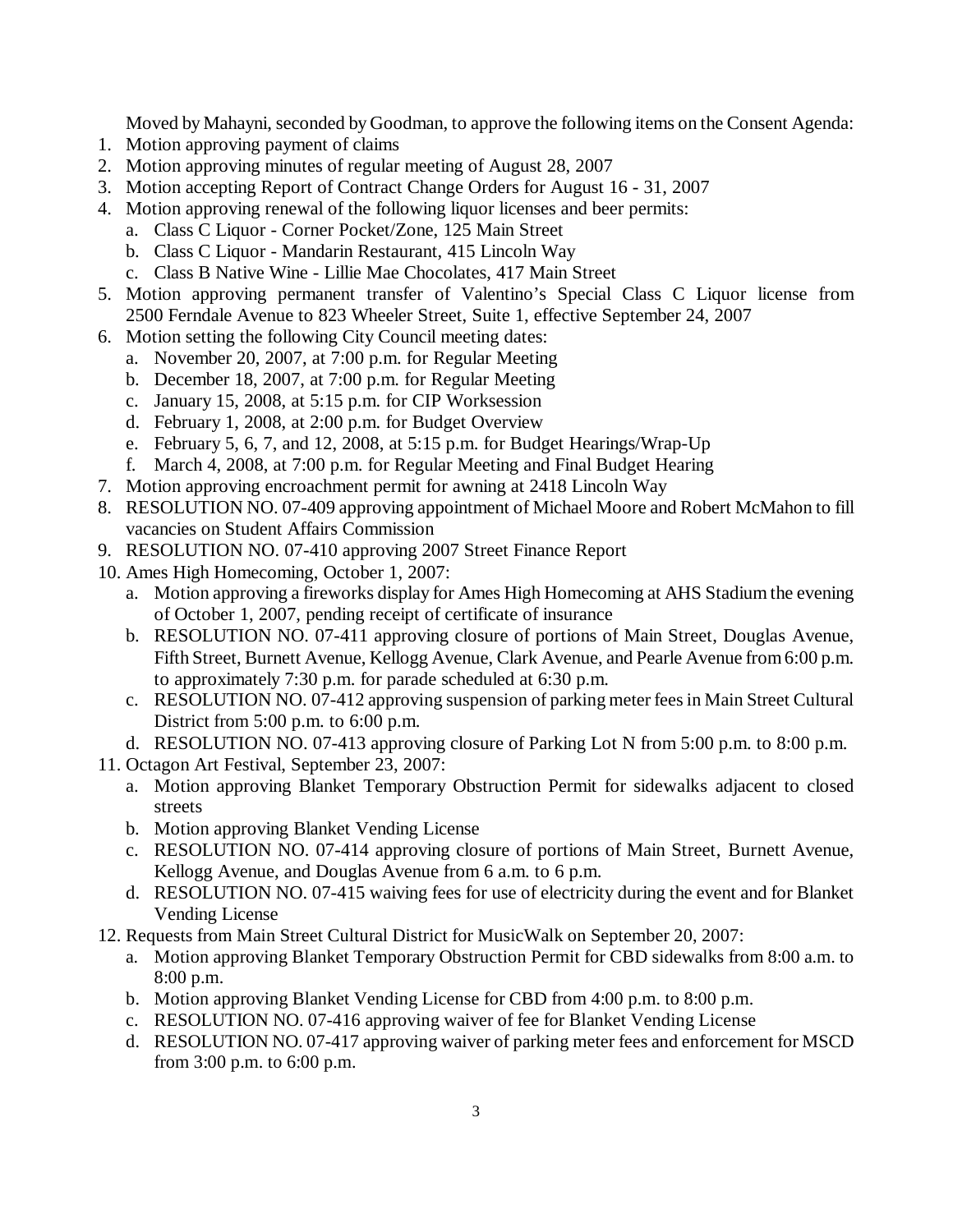Moved by Mahayni, seconded by Goodman, to approve the following items on the Consent Agenda:

1. Motion approving payment of claims
2. Motion approving minutes of regular meeting of August 28, 2007
3. Motion accepting Report of Contract Change Orders for August 16 - 31, 2007
4. Motion approving renewal of the following liquor licenses and beer permits:
   a. Class C Liquor - Corner Pocket/Zone, 125 Main Street
   b. Class C Liquor - Mandarin Restaurant, 415 Lincoln Way
   c. Class B Native Wine - Lillie Mae Chocolates, 417 Main Street
5. Motion approving permanent transfer of Valentino's Special Class C Liquor license from 2500 Ferndale Avenue to 823 Wheeler Street, Suite 1, effective September 24, 2007
6. Motion setting the following City Council meeting dates:
   a. November 20, 2007, at 7:00 p.m. for Regular Meeting
   b. December 18, 2007, at 7:00 p.m. for Regular Meeting
   c. January 15, 2008, at 5:15 p.m. for CIP Worksession
   d. February 1, 2008, at 2:00 p.m. for Budget Overview
   e. February 5, 6, 7, and 12, 2008, at 5:15 p.m. for Budget Hearings/Wrap-Up
   f. March 4, 2008, at 7:00 p.m. for Regular Meeting and Final Budget Hearing
7. Motion approving encroachment permit for awning at 2418 Lincoln Way
8. RESOLUTION NO. 07-409 approving appointment of Michael Moore and Robert McMahon to fill vacancies on Student Affairs Commission
9. RESOLUTION NO. 07-410 approving 2007 Street Finance Report
10. Ames High Homecoming, October 1, 2007:
    a. Motion approving a fireworks display for Ames High Homecoming at AHS Stadium the evening of October 1, 2007, pending receipt of certificate of insurance
    b. RESOLUTION NO. 07-411 approving closure of portions of Main Street, Douglas Avenue, Fifth Street, Burnett Avenue, Kellogg Avenue, Clark Avenue, and Pearle Avenue from 6:00 p.m. to approximately 7:30 p.m. for parade scheduled at 6:30 p.m.
    c. RESOLUTION NO. 07-412 approving suspension of parking meter fees in Main Street Cultural District from 5:00 p.m. to 6:00 p.m.
    d. RESOLUTION NO. 07-413 approving closure of Parking Lot N from 5:00 p.m. to 8:00 p.m.
11. Octagon Art Festival, September 23, 2007:
    a. Motion approving Blanket Temporary Obstruction Permit for sidewalks adjacent to closed streets
    b. Motion approving Blanket Vending License
    c. RESOLUTION NO. 07-414 approving closure of portions of Main Street, Burnett Avenue, Kellogg Avenue, and Douglas Avenue from 6 a.m. to 6 p.m.
    d. RESOLUTION NO. 07-415 waiving fees for use of electricity during the event and for Blanket Vending License
12. Requests from Main Street Cultural District for MusicWalk on September 20, 2007:
    a. Motion approving Blanket Temporary Obstruction Permit for CBD sidewalks from 8:00 a.m. to 8:00 p.m.
    b. Motion approving Blanket Vending License for CBD from 4:00 p.m. to 8:00 p.m.
    c. RESOLUTION NO. 07-416 approving waiver of fee for Blanket Vending License
    d. RESOLUTION NO. 07-417 approving waiver of parking meter fees and enforcement for MSCD from 3:00 p.m. to 6:00 p.m.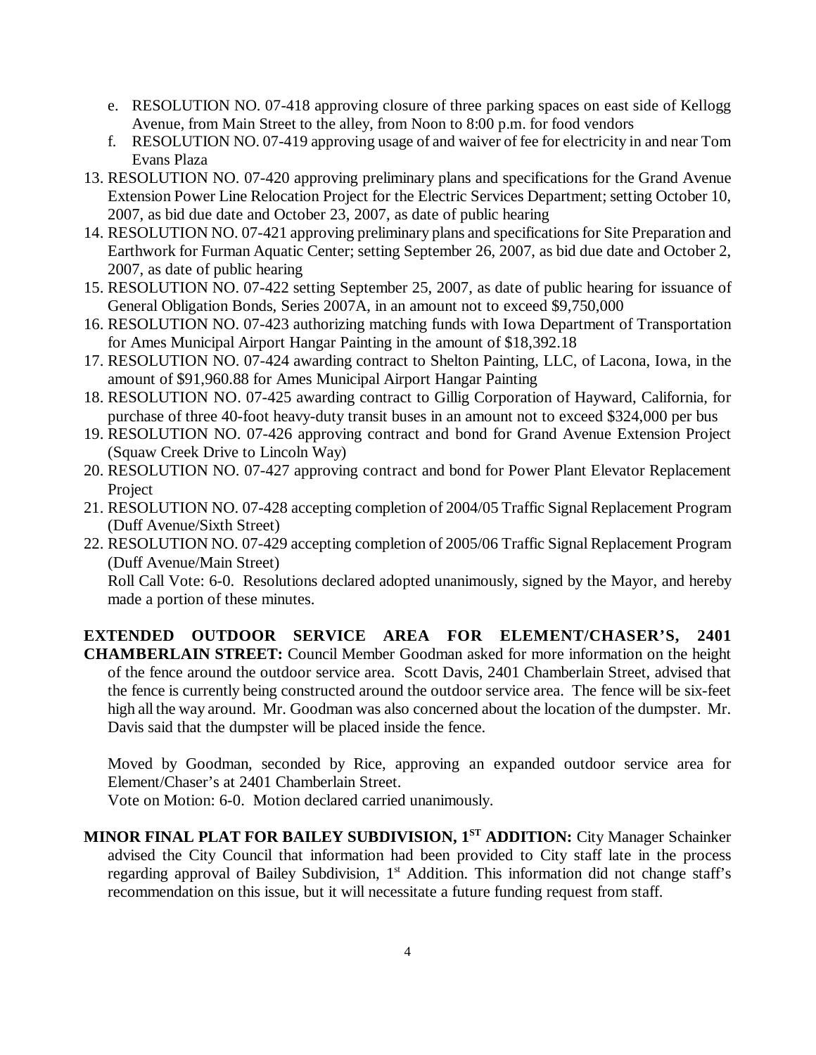e. RESOLUTION NO. 07-418 approving closure of three parking spaces on east side of Kellogg Avenue, from Main Street to the alley, from Noon to 8:00 p.m. for food vendors
f. RESOLUTION NO. 07-419 approving usage of and waiver of fee for electricity in and near Tom Evans Plaza

13. RESOLUTION NO. 07-420 approving preliminary plans and specifications for the Grand Avenue Extension Power Line Relocation Project for the Electric Services Department; setting October 10, 2007, as bid due date and October 23, 2007, as date of public hearing
14. RESOLUTION NO. 07-421 approving preliminary plans and specifications for Site Preparation and Earthwork for Furman Aquatic Center; setting September 26, 2007, as bid due date and October 2, 2007, as date of public hearing
15. RESOLUTION NO. 07-422 setting September 25, 2007, as date of public hearing for issuance of General Obligation Bonds, Series 2007A, in an amount not to exceed $9,750,000
16. RESOLUTION NO. 07-423 authorizing matching funds with Iowa Department of Transportation for Ames Municipal Airport Hangar Painting in the amount of $18,392.18
17. RESOLUTION NO. 07-424 awarding contract to Shelton Painting, LLC, of Lacona, Iowa, in the amount of $91,960.88 for Ames Municipal Airport Hangar Painting
18. RESOLUTION NO. 07-425 awarding contract to Gillig Corporation of Hayward, California, for purchase of three 40-foot heavy-duty transit buses in an amount not to exceed $324,000 per bus
19. RESOLUTION NO. 07-426 approving contract and bond for Grand Avenue Extension Project (Squaw Creek Drive to Lincoln Way)
20. RESOLUTION NO. 07-427 approving contract and bond for Power Plant Elevator Replacement Project
21. RESOLUTION NO. 07-428 accepting completion of 2004/05 Traffic Signal Replacement Program (Duff Avenue/Sixth Street)
22. RESOLUTION NO. 07-429 accepting completion of 2005/06 Traffic Signal Replacement Program (Duff Avenue/Main Street)

    Roll Call Vote: 6-0. Resolutions declared adopted unanimously, signed by the Mayor, and hereby made a portion of these minutes.

**EXTENDED OUTDOOR SERVICE AREA FOR ELEMENT/CHASER'S, 2401 CHAMBERLAIN STREET:** Council Member Goodman asked for more information on the height of the fence around the outdoor service area. Scott Davis, 2401 Chamberlain Street, advised that the fence is currently being constructed around the outdoor service area. The fence will be six-feet high all the way around. Mr. Goodman was also concerned about the location of the dumpster. Mr. Davis said that the dumpster will be placed inside the fence.

Moved by Goodman, seconded by Rice, approving an expanded outdoor service area for Element/Chaser's at 2401 Chamberlain Street.
Vote on Motion: 6-0. Motion declared carried unanimously.

**MINOR FINAL PLAT FOR BAILEY SUBDIVISION, 1ST ADDITION:** City Manager Schainker advised the City Council that information had been provided to City staff late in the process regarding approval of Bailey Subdivision, 1st Addition. This information did not change staff's recommendation on this issue, but it will necessitate a future funding request from staff.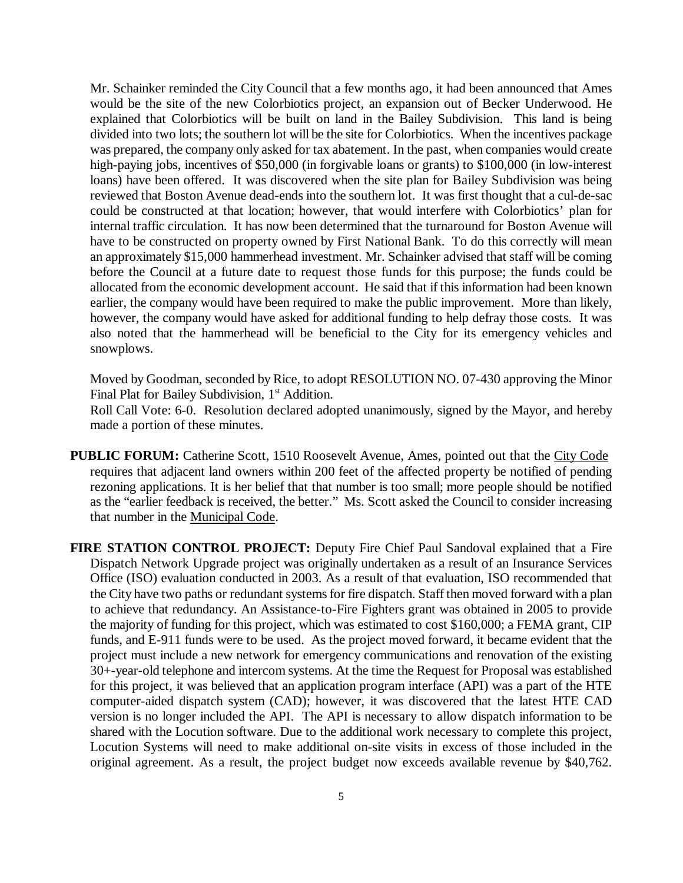Mr. Schainker reminded the City Council that a few months ago, it had been announced that Ames would be the site of the new Colorbiotics project, an expansion out of Becker Underwood. He explained that Colorbiotics will be built on land in the Bailey Subdivision. This land is being divided into two lots; the southern lot will be the site for Colorbiotics. When the incentives package was prepared, the company only asked for tax abatement. In the past, when companies would create high-paying jobs, incentives of $50,000 (in forgivable loans or grants) to $100,000 (in low-interest loans) have been offered. It was discovered when the site plan for Bailey Subdivision was being reviewed that Boston Avenue dead-ends into the southern lot. It was first thought that a cul-de-sac could be constructed at that location; however, that would interfere with Colorbiotics' plan for internal traffic circulation. It has now been determined that the turnaround for Boston Avenue will have to be constructed on property owned by First National Bank. To do this correctly will mean an approximately $15,000 hammerhead investment. Mr. Schainker advised that staff will be coming before the Council at a future date to request those funds for this purpose; the funds could be allocated from the economic development account. He said that if this information had been known earlier, the company would have been required to make the public improvement. More than likely, however, the company would have asked for additional funding to help defray those costs. It was also noted that the hammerhead will be beneficial to the City for its emergency vehicles and snowplows.

Moved by Goodman, seconded by Rice, to adopt RESOLUTION NO. 07-430 approving the Minor Final Plat for Bailey Subdivision, 1st Addition.

Roll Call Vote: 6-0. Resolution declared adopted unanimously, signed by the Mayor, and hereby made a portion of these minutes.

**PUBLIC FORUM:** Catherine Scott, 1510 Roosevelt Avenue, Ames, pointed out that the City Code requires that adjacent land owners within 200 feet of the affected property be notified of pending rezoning applications. It is her belief that that number is too small; more people should be notified as the "earlier feedback is received, the better." Ms. Scott asked the Council to consider increasing that number in the Municipal Code.

**FIRE STATION CONTROL PROJECT:** Deputy Fire Chief Paul Sandoval explained that a Fire Dispatch Network Upgrade project was originally undertaken as a result of an Insurance Services Office (ISO) evaluation conducted in 2003. As a result of that evaluation, ISO recommended that the City have two paths or redundant systems for fire dispatch. Staff then moved forward with a plan to achieve that redundancy. An Assistance-to-Fire Fighters grant was obtained in 2005 to provide the majority of funding for this project, which was estimated to cost $160,000; a FEMA grant, CIP funds, and E-911 funds were to be used. As the project moved forward, it became evident that the project must include a new network for emergency communications and renovation of the existing 30+-year-old telephone and intercom systems. At the time the Request for Proposal was established for this project, it was believed that an application program interface (API) was a part of the HTE computer-aided dispatch system (CAD); however, it was discovered that the latest HTE CAD version is no longer included the API. The API is necessary to allow dispatch information to be shared with the Locution software. Due to the additional work necessary to complete this project, Locution Systems will need to make additional on-site visits in excess of those included in the original agreement. As a result, the project budget now exceeds available revenue by $40,762.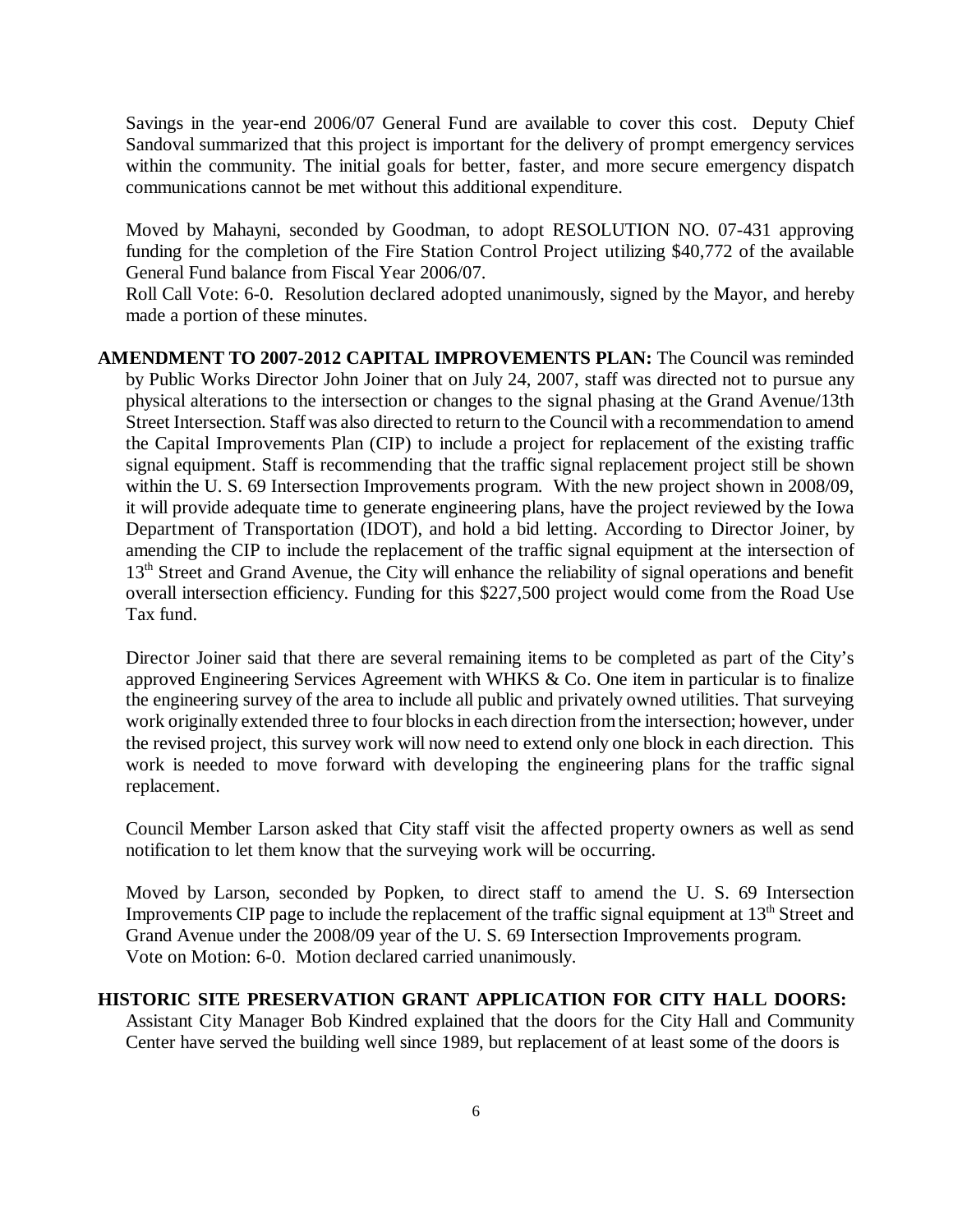Savings in the year-end 2006/07 General Fund are available to cover this cost. Deputy Chief Sandoval summarized that this project is important for the delivery of prompt emergency services within the community. The initial goals for better, faster, and more secure emergency dispatch communications cannot be met without this additional expenditure.

Moved by Mahayni, seconded by Goodman, to adopt RESOLUTION NO. 07-431 approving funding for the completion of the Fire Station Control Project utilizing $40,772 of the available General Fund balance from Fiscal Year 2006/07.
Roll Call Vote: 6-0. Resolution declared adopted unanimously, signed by the Mayor, and hereby made a portion of these minutes.

**AMENDMENT TO 2007-2012 CAPITAL IMPROVEMENTS PLAN:** The Council was reminded by Public Works Director John Joiner that on July 24, 2007, staff was directed not to pursue any physical alterations to the intersection or changes to the signal phasing at the Grand Avenue/13th Street Intersection. Staff was also directed to return to the Council with a recommendation to amend the Capital Improvements Plan (CIP) to include a project for replacement of the existing traffic signal equipment. Staff is recommending that the traffic signal replacement project still be shown within the U. S. 69 Intersection Improvements program. With the new project shown in 2008/09, it will provide adequate time to generate engineering plans, have the project reviewed by the Iowa Department of Transportation (IDOT), and hold a bid letting. According to Director Joiner, by amending the CIP to include the replacement of the traffic signal equipment at the intersection of 13th Street and Grand Avenue, the City will enhance the reliability of signal operations and benefit overall intersection efficiency. Funding for this $227,500 project would come from the Road Use Tax fund.

Director Joiner said that there are several remaining items to be completed as part of the City's approved Engineering Services Agreement with WHKS & Co. One item in particular is to finalize the engineering survey of the area to include all public and privately owned utilities. That surveying work originally extended three to four blocks in each direction from the intersection; however, under the revised project, this survey work will now need to extend only one block in each direction. This work is needed to move forward with developing the engineering plans for the traffic signal replacement.

Council Member Larson asked that City staff visit the affected property owners as well as send notification to let them know that the surveying work will be occurring.

Moved by Larson, seconded by Popken, to direct staff to amend the U. S. 69 Intersection Improvements CIP page to include the replacement of the traffic signal equipment at 13th Street and Grand Avenue under the 2008/09 year of the U. S. 69 Intersection Improvements program.
Vote on Motion: 6-0. Motion declared carried unanimously.

**HISTORIC SITE PRESERVATION GRANT APPLICATION FOR CITY HALL DOORS:** Assistant City Manager Bob Kindred explained that the doors for the City Hall and Community Center have served the building well since 1989, but replacement of at least some of the doors is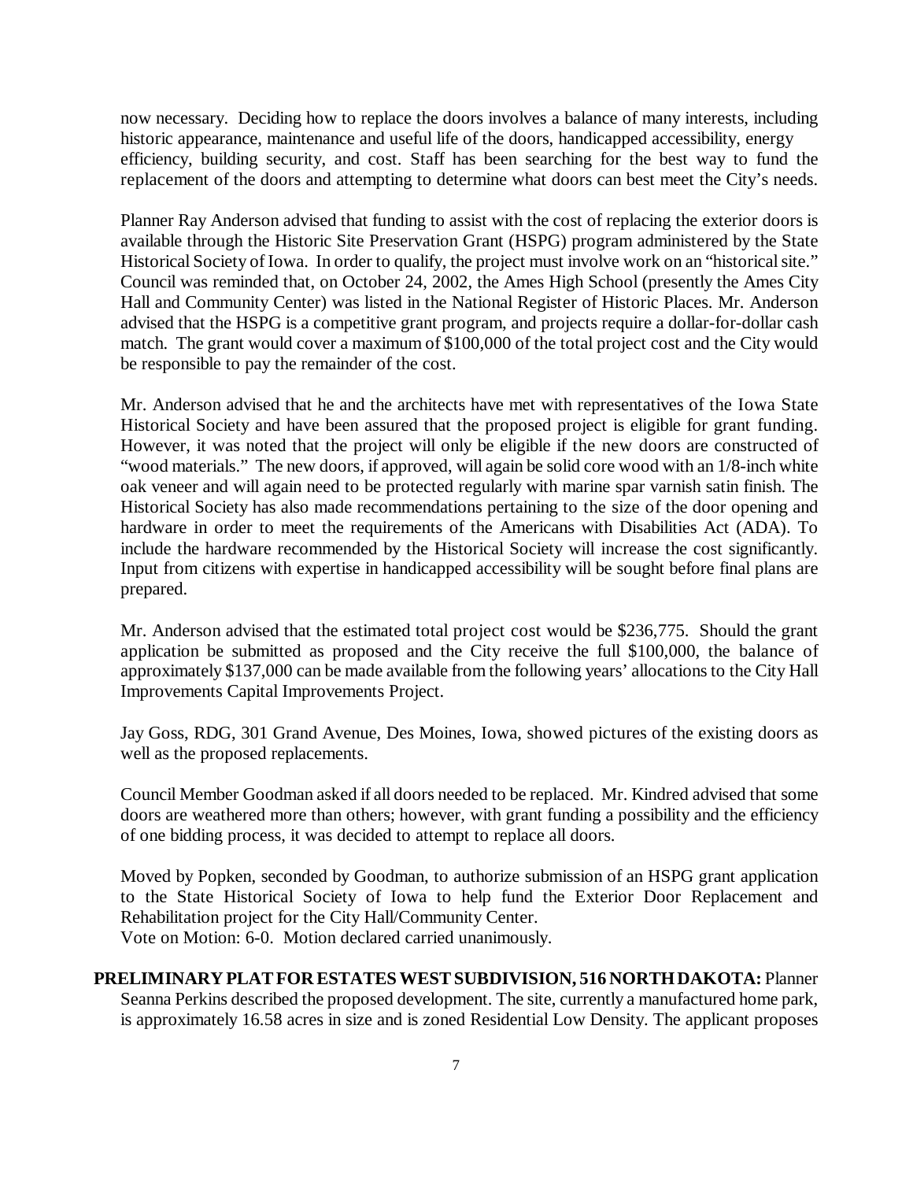now necessary. Deciding how to replace the doors involves a balance of many interests, including historic appearance, maintenance and useful life of the doors, handicapped accessibility, energy efficiency, building security, and cost. Staff has been searching for the best way to fund the replacement of the doors and attempting to determine what doors can best meet the City's needs.

Planner Ray Anderson advised that funding to assist with the cost of replacing the exterior doors is available through the Historic Site Preservation Grant (HSPG) program administered by the State Historical Society of Iowa. In order to qualify, the project must involve work on an "historical site." Council was reminded that, on October 24, 2002, the Ames High School (presently the Ames City Hall and Community Center) was listed in the National Register of Historic Places. Mr. Anderson advised that the HSPG is a competitive grant program, and projects require a dollar-for-dollar cash match. The grant would cover a maximum of $100,000 of the total project cost and the City would be responsible to pay the remainder of the cost.

Mr. Anderson advised that he and the architects have met with representatives of the Iowa State Historical Society and have been assured that the proposed project is eligible for grant funding. However, it was noted that the project will only be eligible if the new doors are constructed of "wood materials." The new doors, if approved, will again be solid core wood with an 1/8-inch white oak veneer and will again need to be protected regularly with marine spar varnish satin finish. The Historical Society has also made recommendations pertaining to the size of the door opening and hardware in order to meet the requirements of the Americans with Disabilities Act (ADA). To include the hardware recommended by the Historical Society will increase the cost significantly. Input from citizens with expertise in handicapped accessibility will be sought before final plans are prepared.

Mr. Anderson advised that the estimated total project cost would be $236,775. Should the grant application be submitted as proposed and the City receive the full $100,000, the balance of approximately $137,000 can be made available from the following years' allocations to the City Hall Improvements Capital Improvements Project.

Jay Goss, RDG, 301 Grand Avenue, Des Moines, Iowa, showed pictures of the existing doors as well as the proposed replacements.

Council Member Goodman asked if all doors needed to be replaced. Mr. Kindred advised that some doors are weathered more than others; however, with grant funding a possibility and the efficiency of one bidding process, it was decided to attempt to replace all doors.

Moved by Popken, seconded by Goodman, to authorize submission of an HSPG grant application to the State Historical Society of Iowa to help fund the Exterior Door Replacement and Rehabilitation project for the City Hall/Community Center.
Vote on Motion: 6-0. Motion declared carried unanimously.

**PRELIMINARY PLAT FOR ESTATES WEST SUBDIVISION, 516 NORTH DAKOTA:** Planner Seanna Perkins described the proposed development. The site, currently a manufactured home park, is approximately 16.58 acres in size and is zoned Residential Low Density. The applicant proposes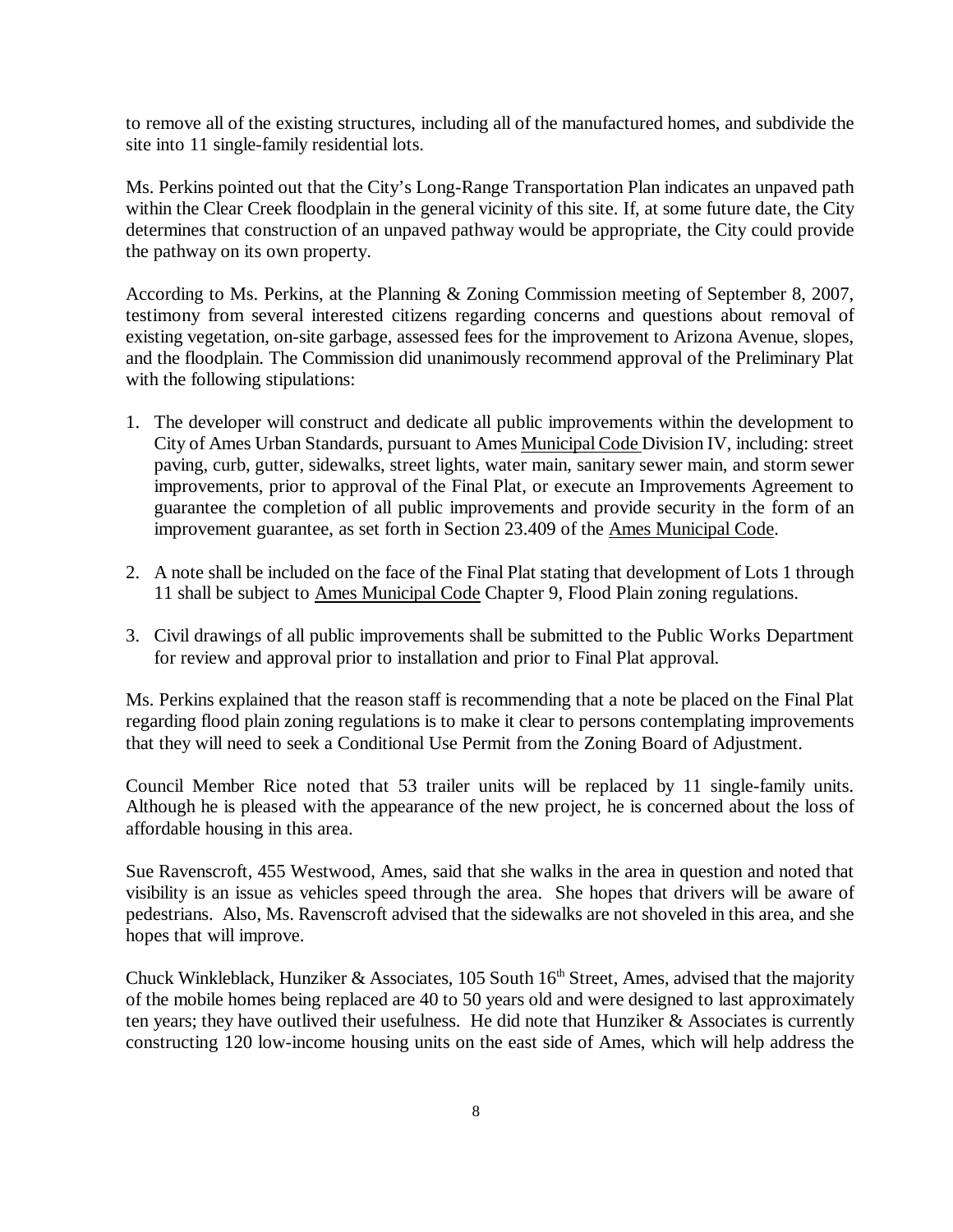to remove all of the existing structures, including all of the manufactured homes, and subdivide the site into 11 single-family residential lots.

Ms. Perkins pointed out that the City's Long-Range Transportation Plan indicates an unpaved path within the Clear Creek floodplain in the general vicinity of this site. If, at some future date, the City determines that construction of an unpaved pathway would be appropriate, the City could provide the pathway on its own property.

According to Ms. Perkins, at the Planning & Zoning Commission meeting of September 8, 2007, testimony from several interested citizens regarding concerns and questions about removal of existing vegetation, on-site garbage, assessed fees for the improvement to Arizona Avenue, slopes, and the floodplain. The Commission did unanimously recommend approval of the Preliminary Plat with the following stipulations:

1. The developer will construct and dedicate all public improvements within the development to City of Ames Urban Standards, pursuant to Ames Municipal Code Division IV, including: street paving, curb, gutter, sidewalks, street lights, water main, sanitary sewer main, and storm sewer improvements, prior to approval of the Final Plat, or execute an Improvements Agreement to guarantee the completion of all public improvements and provide security in the form of an improvement guarantee, as set forth in Section 23.409 of the Ames Municipal Code.

2. A note shall be included on the face of the Final Plat stating that development of Lots 1 through 11 shall be subject to Ames Municipal Code Chapter 9, Flood Plain zoning regulations.

3. Civil drawings of all public improvements shall be submitted to the Public Works Department for review and approval prior to installation and prior to Final Plat approval.

Ms. Perkins explained that the reason staff is recommending that a note be placed on the Final Plat regarding flood plain zoning regulations is to make it clear to persons contemplating improvements that they will need to seek a Conditional Use Permit from the Zoning Board of Adjustment.

Council Member Rice noted that 53 trailer units will be replaced by 11 single-family units. Although he is pleased with the appearance of the new project, he is concerned about the loss of affordable housing in this area.

Sue Ravenscroft, 455 Westwood, Ames, said that she walks in the area in question and noted that visibility is an issue as vehicles speed through the area. She hopes that drivers will be aware of pedestrians. Also, Ms. Ravenscroft advised that the sidewalks are not shoveled in this area, and she hopes that will improve.

Chuck Winkleblack, Hunziker & Associates, 105 South 16th Street, Ames, advised that the majority of the mobile homes being replaced are 40 to 50 years old and were designed to last approximately ten years; they have outlived their usefulness. He did note that Hunziker & Associates is currently constructing 120 low-income housing units on the east side of Ames, which will help address the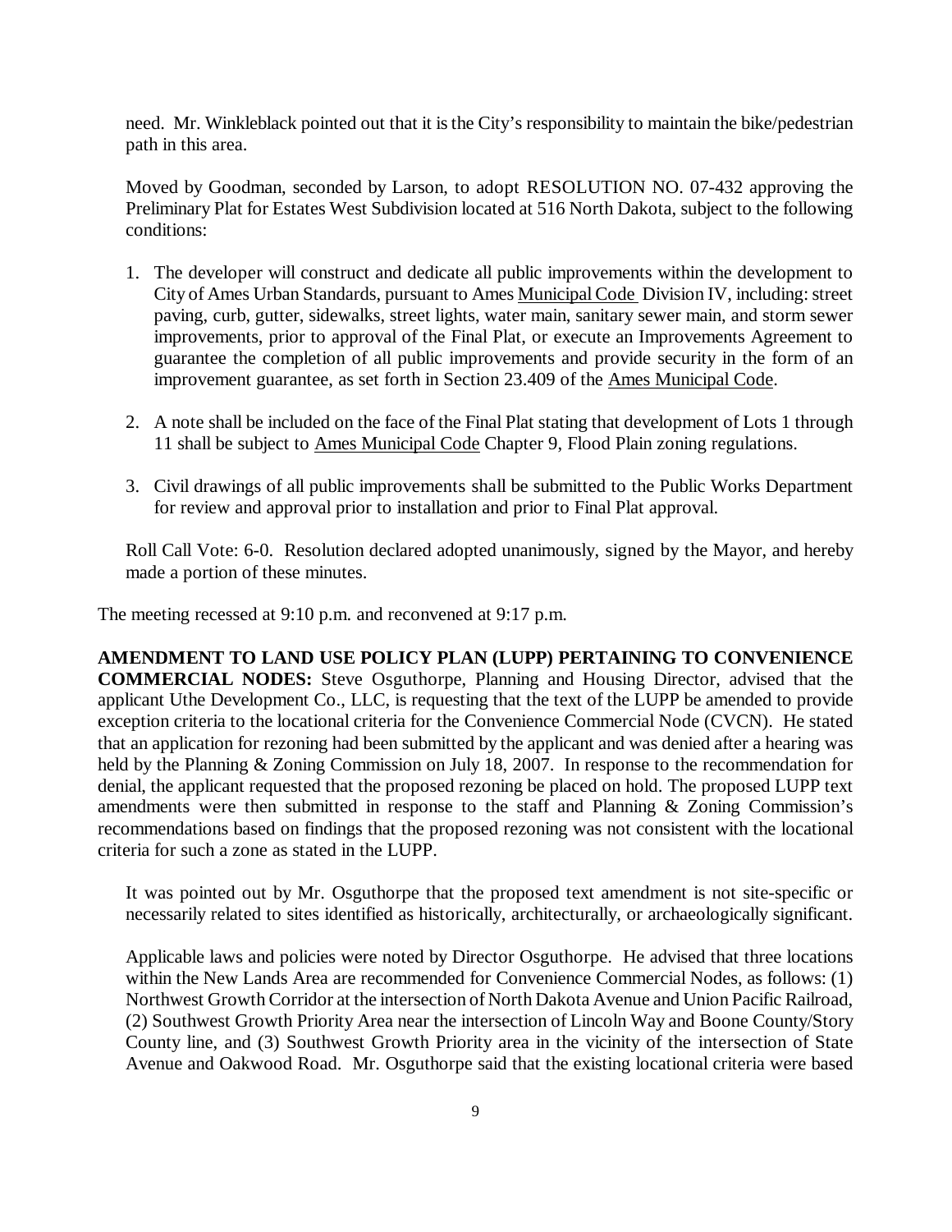need. Mr. Winkleblack pointed out that it is the City's responsibility to maintain the bike/pedestrian path in this area.

Moved by Goodman, seconded by Larson, to adopt RESOLUTION NO. 07-432 approving the Preliminary Plat for Estates West Subdivision located at 516 North Dakota, subject to the following conditions:

1. The developer will construct and dedicate all public improvements within the development to City of Ames Urban Standards, pursuant to Ames Municipal Code Division IV, including: street paving, curb, gutter, sidewalks, street lights, water main, sanitary sewer main, and storm sewer improvements, prior to approval of the Final Plat, or execute an Improvements Agreement to guarantee the completion of all public improvements and provide security in the form of an improvement guarantee, as set forth in Section 23.409 of the Ames Municipal Code.

2. A note shall be included on the face of the Final Plat stating that development of Lots 1 through 11 shall be subject to Ames Municipal Code Chapter 9, Flood Plain zoning regulations.

3. Civil drawings of all public improvements shall be submitted to the Public Works Department for review and approval prior to installation and prior to Final Plat approval.

Roll Call Vote: 6-0. Resolution declared adopted unanimously, signed by the Mayor, and hereby made a portion of these minutes.

The meeting recessed at 9:10 p.m. and reconvened at 9:17 p.m.

**AMENDMENT TO LAND USE POLICY PLAN (LUPP) PERTAINING TO CONVENIENCE COMMERCIAL NODES:** Steve Osguthorpe, Planning and Housing Director, advised that the applicant Uthe Development Co., LLC, is requesting that the text of the LUPP be amended to provide exception criteria to the locational criteria for the Convenience Commercial Node (CVCN). He stated that an application for rezoning had been submitted by the applicant and was denied after a hearing was held by the Planning & Zoning Commission on July 18, 2007. In response to the recommendation for denial, the applicant requested that the proposed rezoning be placed on hold. The proposed LUPP text amendments were then submitted in response to the staff and Planning & Zoning Commission's recommendations based on findings that the proposed rezoning was not consistent with the locational criteria for such a zone as stated in the LUPP.

It was pointed out by Mr. Osguthorpe that the proposed text amendment is not site-specific or necessarily related to sites identified as historically, architecturally, or archaeologically significant.

Applicable laws and policies were noted by Director Osguthorpe. He advised that three locations within the New Lands Area are recommended for Convenience Commercial Nodes, as follows: (1) Northwest Growth Corridor at the intersection of North Dakota Avenue and Union Pacific Railroad, (2) Southwest Growth Priority Area near the intersection of Lincoln Way and Boone County/Story County line, and (3) Southwest Growth Priority area in the vicinity of the intersection of State Avenue and Oakwood Road. Mr. Osguthorpe said that the existing locational criteria were based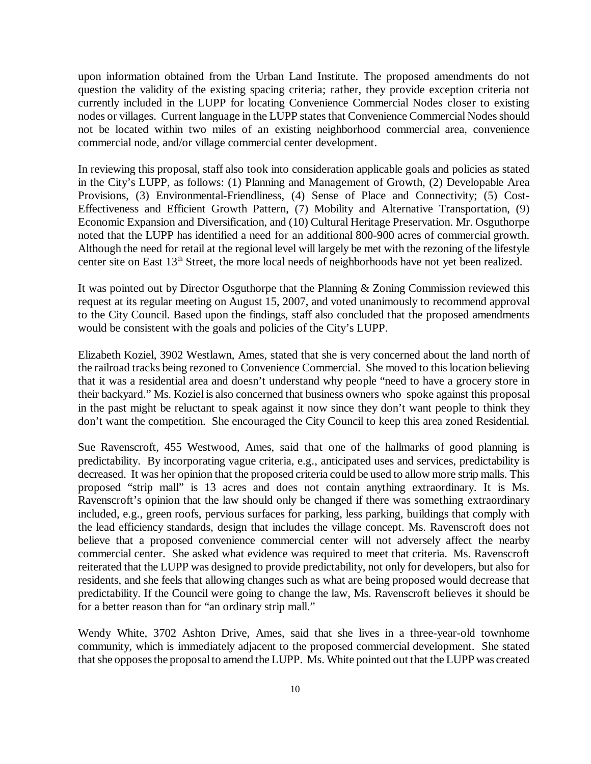upon information obtained from the Urban Land Institute. The proposed amendments do not question the validity of the existing spacing criteria; rather, they provide exception criteria not currently included in the LUPP for locating Convenience Commercial Nodes closer to existing nodes or villages. Current language in the LUPP states that Convenience Commercial Nodes should not be located within two miles of an existing neighborhood commercial area, convenience commercial node, and/or village commercial center development.

In reviewing this proposal, staff also took into consideration applicable goals and policies as stated in the City's LUPP, as follows: (1) Planning and Management of Growth, (2) Developable Area Provisions, (3) Environmental-Friendliness, (4) Sense of Place and Connectivity; (5) Cost-Effectiveness and Efficient Growth Pattern, (7) Mobility and Alternative Transportation, (9) Economic Expansion and Diversification, and (10) Cultural Heritage Preservation. Mr. Osguthorpe noted that the LUPP has identified a need for an additional 800-900 acres of commercial growth. Although the need for retail at the regional level will largely be met with the rezoning of the lifestyle center site on East 13th Street, the more local needs of neighborhoods have not yet been realized.

It was pointed out by Director Osguthorpe that the Planning & Zoning Commission reviewed this request at its regular meeting on August 15, 2007, and voted unanimously to recommend approval to the City Council. Based upon the findings, staff also concluded that the proposed amendments would be consistent with the goals and policies of the City's LUPP.

Elizabeth Koziel, 3902 Westlawn, Ames, stated that she is very concerned about the land north of the railroad tracks being rezoned to Convenience Commercial. She moved to this location believing that it was a residential area and doesn't understand why people "need to have a grocery store in their backyard." Ms. Koziel is also concerned that business owners who spoke against this proposal in the past might be reluctant to speak against it now since they don't want people to think they don't want the competition. She encouraged the City Council to keep this area zoned Residential.

Sue Ravenscroft, 455 Westwood, Ames, said that one of the hallmarks of good planning is predictability. By incorporating vague criteria, e.g., anticipated uses and services, predictability is decreased. It was her opinion that the proposed criteria could be used to allow more strip malls. This proposed "strip mall" is 13 acres and does not contain anything extraordinary. It is Ms. Ravenscroft's opinion that the law should only be changed if there was something extraordinary included, e.g., green roofs, pervious surfaces for parking, less parking, buildings that comply with the lead efficiency standards, design that includes the village concept. Ms. Ravenscroft does not believe that a proposed convenience commercial center will not adversely affect the nearby commercial center. She asked what evidence was required to meet that criteria. Ms. Ravenscroft reiterated that the LUPP was designed to provide predictability, not only for developers, but also for residents, and she feels that allowing changes such as what are being proposed would decrease that predictability. If the Council were going to change the law, Ms. Ravenscroft believes it should be for a better reason than for "an ordinary strip mall."

Wendy White, 3702 Ashton Drive, Ames, said that she lives in a three-year-old townhome community, which is immediately adjacent to the proposed commercial development. She stated that she opposes the proposal to amend the LUPP. Ms. White pointed out that the LUPP was created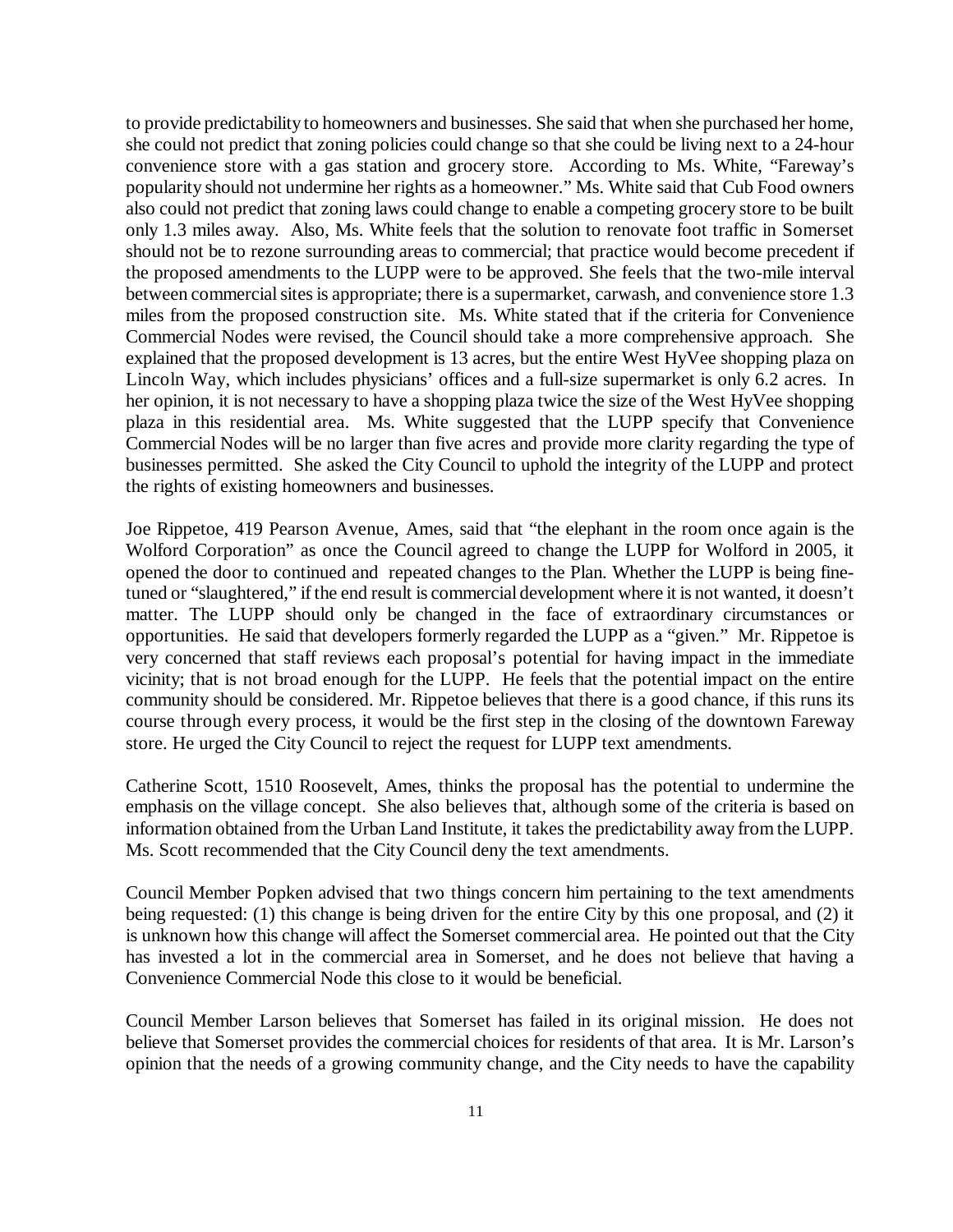to provide predictability to homeowners and businesses. She said that when she purchased her home, she could not predict that zoning policies could change so that she could be living next to a 24-hour convenience store with a gas station and grocery store. According to Ms. White, "Fareway's popularity should not undermine her rights as a homeowner." Ms. White said that Cub Food owners also could not predict that zoning laws could change to enable a competing grocery store to be built only 1.3 miles away. Also, Ms. White feels that the solution to renovate foot traffic in Somerset should not be to rezone surrounding areas to commercial; that practice would become precedent if the proposed amendments to the LUPP were to be approved. She feels that the two-mile interval between commercial sites is appropriate; there is a supermarket, carwash, and convenience store 1.3 miles from the proposed construction site. Ms. White stated that if the criteria for Convenience Commercial Nodes were revised, the Council should take a more comprehensive approach. She explained that the proposed development is 13 acres, but the entire West HyVee shopping plaza on Lincoln Way, which includes physicians' offices and a full-size supermarket is only 6.2 acres. In her opinion, it is not necessary to have a shopping plaza twice the size of the West HyVee shopping plaza in this residential area. Ms. White suggested that the LUPP specify that Convenience Commercial Nodes will be no larger than five acres and provide more clarity regarding the type of businesses permitted. She asked the City Council to uphold the integrity of the LUPP and protect the rights of existing homeowners and businesses.

Joe Rippetoe, 419 Pearson Avenue, Ames, said that "the elephant in the room once again is the Wolford Corporation" as once the Council agreed to change the LUPP for Wolford in 2005, it opened the door to continued and repeated changes to the Plan. Whether the LUPP is being fine-tuned or "slaughtered," if the end result is commercial development where it is not wanted, it doesn't matter. The LUPP should only be changed in the face of extraordinary circumstances or opportunities. He said that developers formerly regarded the LUPP as a "given." Mr. Rippetoe is very concerned that staff reviews each proposal's potential for having impact in the immediate vicinity; that is not broad enough for the LUPP. He feels that the potential impact on the entire community should be considered. Mr. Rippetoe believes that there is a good chance, if this runs its course through every process, it would be the first step in the closing of the downtown Fareway store. He urged the City Council to reject the request for LUPP text amendments.

Catherine Scott, 1510 Roosevelt, Ames, thinks the proposal has the potential to undermine the emphasis on the village concept. She also believes that, although some of the criteria is based on information obtained from the Urban Land Institute, it takes the predictability away from the LUPP. Ms. Scott recommended that the City Council deny the text amendments.

Council Member Popken advised that two things concern him pertaining to the text amendments being requested: (1) this change is being driven for the entire City by this one proposal, and (2) it is unknown how this change will affect the Somerset commercial area. He pointed out that the City has invested a lot in the commercial area in Somerset, and he does not believe that having a Convenience Commercial Node this close to it would be beneficial.

Council Member Larson believes that Somerset has failed in its original mission. He does not believe that Somerset provides the commercial choices for residents of that area. It is Mr. Larson's opinion that the needs of a growing community change, and the City needs to have the capability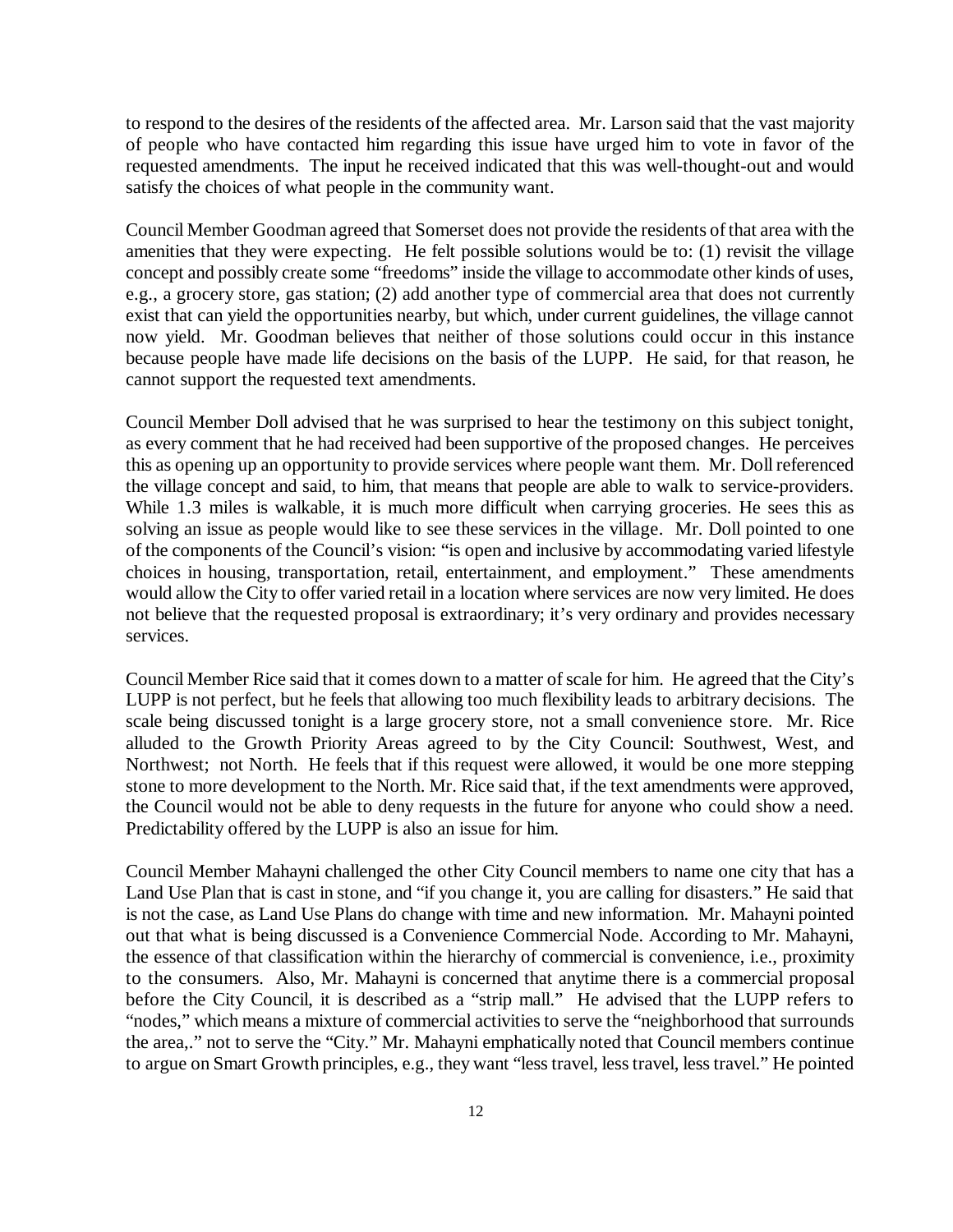to respond to the desires of the residents of the affected area. Mr. Larson said that the vast majority of people who have contacted him regarding this issue have urged him to vote in favor of the requested amendments. The input he received indicated that this was well-thought-out and would satisfy the choices of what people in the community want.

Council Member Goodman agreed that Somerset does not provide the residents of that area with the amenities that they were expecting. He felt possible solutions would be to: (1) revisit the village concept and possibly create some "freedoms" inside the village to accommodate other kinds of uses, e.g., a grocery store, gas station; (2) add another type of commercial area that does not currently exist that can yield the opportunities nearby, but which, under current guidelines, the village cannot now yield. Mr. Goodman believes that neither of those solutions could occur in this instance because people have made life decisions on the basis of the LUPP. He said, for that reason, he cannot support the requested text amendments.

Council Member Doll advised that he was surprised to hear the testimony on this subject tonight, as every comment that he had received had been supportive of the proposed changes. He perceives this as opening up an opportunity to provide services where people want them. Mr. Doll referenced the village concept and said, to him, that means that people are able to walk to service-providers. While 1.3 miles is walkable, it is much more difficult when carrying groceries. He sees this as solving an issue as people would like to see these services in the village. Mr. Doll pointed to one of the components of the Council's vision: "is open and inclusive by accommodating varied lifestyle choices in housing, transportation, retail, entertainment, and employment." These amendments would allow the City to offer varied retail in a location where services are now very limited. He does not believe that the requested proposal is extraordinary; it's very ordinary and provides necessary services.

Council Member Rice said that it comes down to a matter of scale for him. He agreed that the City's LUPP is not perfect, but he feels that allowing too much flexibility leads to arbitrary decisions. The scale being discussed tonight is a large grocery store, not a small convenience store. Mr. Rice alluded to the Growth Priority Areas agreed to by the City Council: Southwest, West, and Northwest; not North. He feels that if this request were allowed, it would be one more stepping stone to more development to the North. Mr. Rice said that, if the text amendments were approved, the Council would not be able to deny requests in the future for anyone who could show a need. Predictability offered by the LUPP is also an issue for him.

Council Member Mahayni challenged the other City Council members to name one city that has a Land Use Plan that is cast in stone, and "if you change it, you are calling for disasters." He said that is not the case, as Land Use Plans do change with time and new information. Mr. Mahayni pointed out that what is being discussed is a Convenience Commercial Node. According to Mr. Mahayni, the essence of that classification within the hierarchy of commercial is convenience, i.e., proximity to the consumers. Also, Mr. Mahayni is concerned that anytime there is a commercial proposal before the City Council, it is described as a "strip mall." He advised that the LUPP refers to "nodes," which means a mixture of commercial activities to serve the "neighborhood that surrounds the area,." not to serve the "City." Mr. Mahayni emphatically noted that Council members continue to argue on Smart Growth principles, e.g., they want "less travel, less travel, less travel." He pointed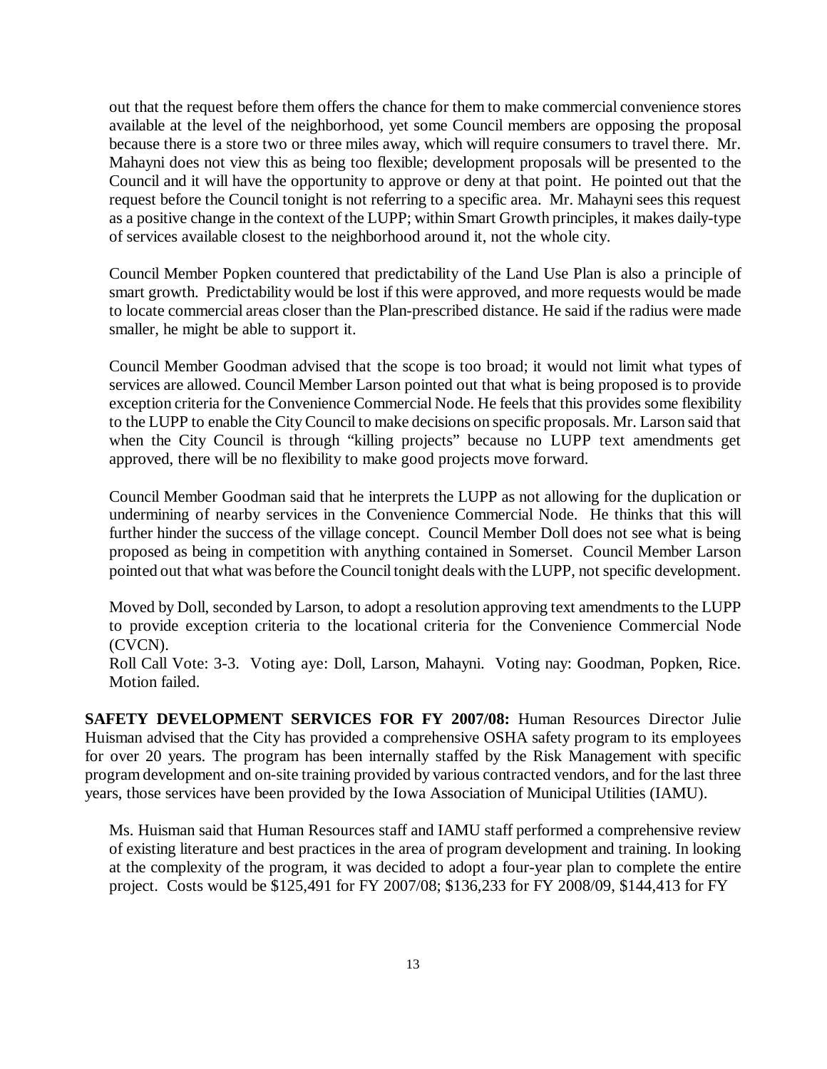out that the request before them offers the chance for them to make commercial convenience stores available at the level of the neighborhood, yet some Council members are opposing the proposal because there is a store two or three miles away, which will require consumers to travel there. Mr. Mahayni does not view this as being too flexible; development proposals will be presented to the Council and it will have the opportunity to approve or deny at that point. He pointed out that the request before the Council tonight is not referring to a specific area. Mr. Mahayni sees this request as a positive change in the context of the LUPP; within Smart Growth principles, it makes daily-type of services available closest to the neighborhood around it, not the whole city.

Council Member Popken countered that predictability of the Land Use Plan is also a principle of smart growth. Predictability would be lost if this were approved, and more requests would be made to locate commercial areas closer than the Plan-prescribed distance. He said if the radius were made smaller, he might be able to support it.

Council Member Goodman advised that the scope is too broad; it would not limit what types of services are allowed. Council Member Larson pointed out that what is being proposed is to provide exception criteria for the Convenience Commercial Node. He feels that this provides some flexibility to the LUPP to enable the City Council to make decisions on specific proposals. Mr. Larson said that when the City Council is through "killing projects" because no LUPP text amendments get approved, there will be no flexibility to make good projects move forward.

Council Member Goodman said that he interprets the LUPP as not allowing for the duplication or undermining of nearby services in the Convenience Commercial Node. He thinks that this will further hinder the success of the village concept. Council Member Doll does not see what is being proposed as being in competition with anything contained in Somerset. Council Member Larson pointed out that what was before the Council tonight deals with the LUPP, not specific development.

Moved by Doll, seconded by Larson, to adopt a resolution approving text amendments to the LUPP to provide exception criteria to the locational criteria for the Convenience Commercial Node (CVCN).
Roll Call Vote: 3-3. Voting aye: Doll, Larson, Mahayni. Voting nay: Goodman, Popken, Rice. Motion failed.

**SAFETY DEVELOPMENT SERVICES FOR FY 2007/08:** Human Resources Director Julie Huisman advised that the City has provided a comprehensive OSHA safety program to its employees for over 20 years. The program has been internally staffed by the Risk Management with specific program development and on-site training provided by various contracted vendors, and for the last three years, those services have been provided by the Iowa Association of Municipal Utilities (IAMU).

Ms. Huisman said that Human Resources staff and IAMU staff performed a comprehensive review of existing literature and best practices in the area of program development and training. In looking at the complexity of the program, it was decided to adopt a four-year plan to complete the entire project. Costs would be $125,491 for FY 2007/08; $136,233 for FY 2008/09, $144,413 for FY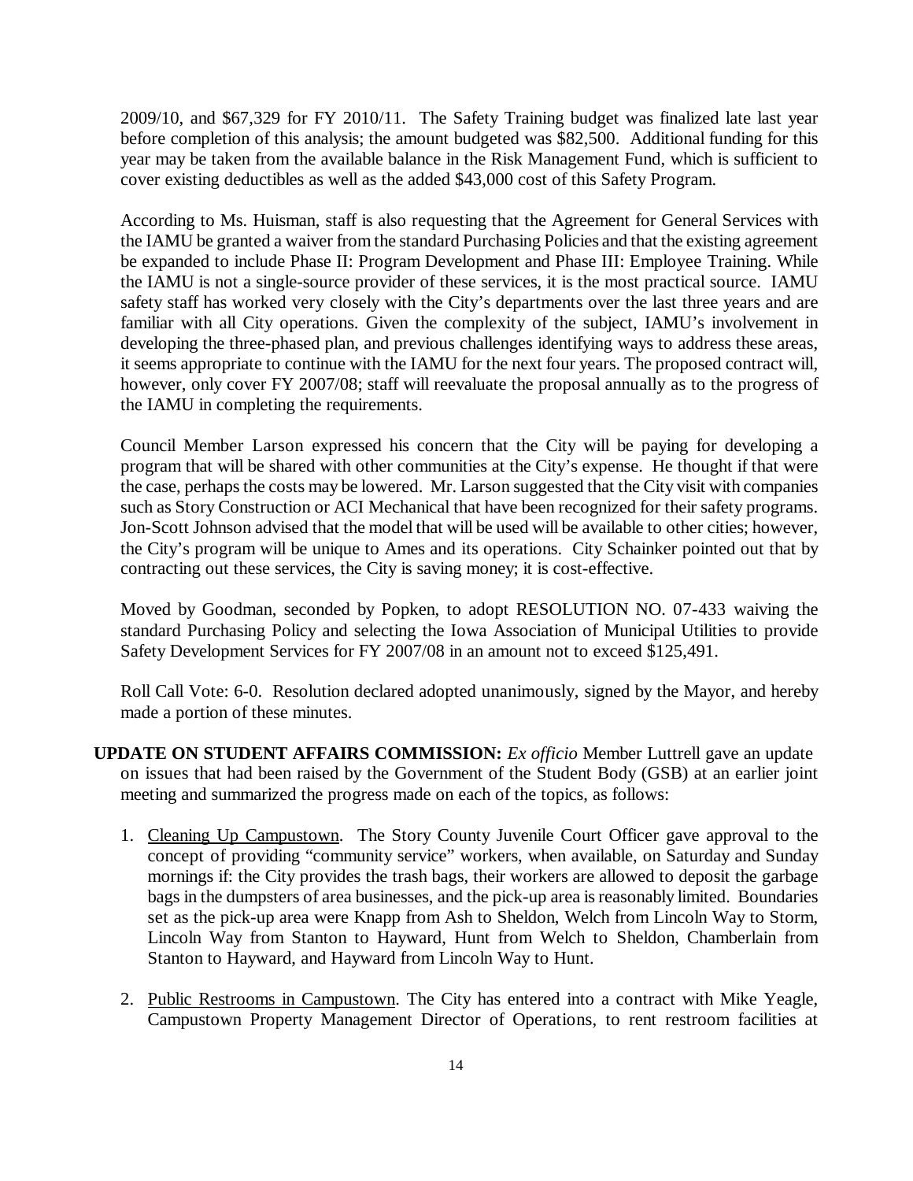2009/10, and $67,329 for FY 2010/11. The Safety Training budget was finalized late last year before completion of this analysis; the amount budgeted was $82,500. Additional funding for this year may be taken from the available balance in the Risk Management Fund, which is sufficient to cover existing deductibles as well as the added $43,000 cost of this Safety Program.

According to Ms. Huisman, staff is also requesting that the Agreement for General Services with the IAMU be granted a waiver from the standard Purchasing Policies and that the existing agreement be expanded to include Phase II: Program Development and Phase III: Employee Training. While the IAMU is not a single-source provider of these services, it is the most practical source. IAMU safety staff has worked very closely with the City's departments over the last three years and are familiar with all City operations. Given the complexity of the subject, IAMU's involvement in developing the three-phased plan, and previous challenges identifying ways to address these areas, it seems appropriate to continue with the IAMU for the next four years. The proposed contract will, however, only cover FY 2007/08; staff will reevaluate the proposal annually as to the progress of the IAMU in completing the requirements.

Council Member Larson expressed his concern that the City will be paying for developing a program that will be shared with other communities at the City's expense. He thought if that were the case, perhaps the costs may be lowered. Mr. Larson suggested that the City visit with companies such as Story Construction or ACI Mechanical that have been recognized for their safety programs. Jon-Scott Johnson advised that the model that will be used will be available to other cities; however, the City's program will be unique to Ames and its operations. City Schainker pointed out that by contracting out these services, the City is saving money; it is cost-effective.

Moved by Goodman, seconded by Popken, to adopt RESOLUTION NO. 07-433 waiving the standard Purchasing Policy and selecting the Iowa Association of Municipal Utilities to provide Safety Development Services for FY 2007/08 in an amount not to exceed $125,491.

Roll Call Vote: 6-0. Resolution declared adopted unanimously, signed by the Mayor, and hereby made a portion of these minutes.

**UPDATE ON STUDENT AFFAIRS COMMISSION:** *Ex officio* Member Luttrell gave an update on issues that had been raised by the Government of the Student Body (GSB) at an earlier joint meeting and summarized the progress made on each of the topics, as follows:

1. Cleaning Up Campustown. The Story County Juvenile Court Officer gave approval to the concept of providing "community service" workers, when available, on Saturday and Sunday mornings if: the City provides the trash bags, their workers are allowed to deposit the garbage bags in the dumpsters of area businesses, and the pick-up area is reasonably limited. Boundaries set as the pick-up area were Knapp from Ash to Sheldon, Welch from Lincoln Way to Storm, Lincoln Way from Stanton to Hayward, Hunt from Welch to Sheldon, Chamberlain from Stanton to Hayward, and Hayward from Lincoln Way to Hunt.

2. Public Restrooms in Campustown. The City has entered into a contract with Mike Yeagle, Campustown Property Management Director of Operations, to rent restroom facilities at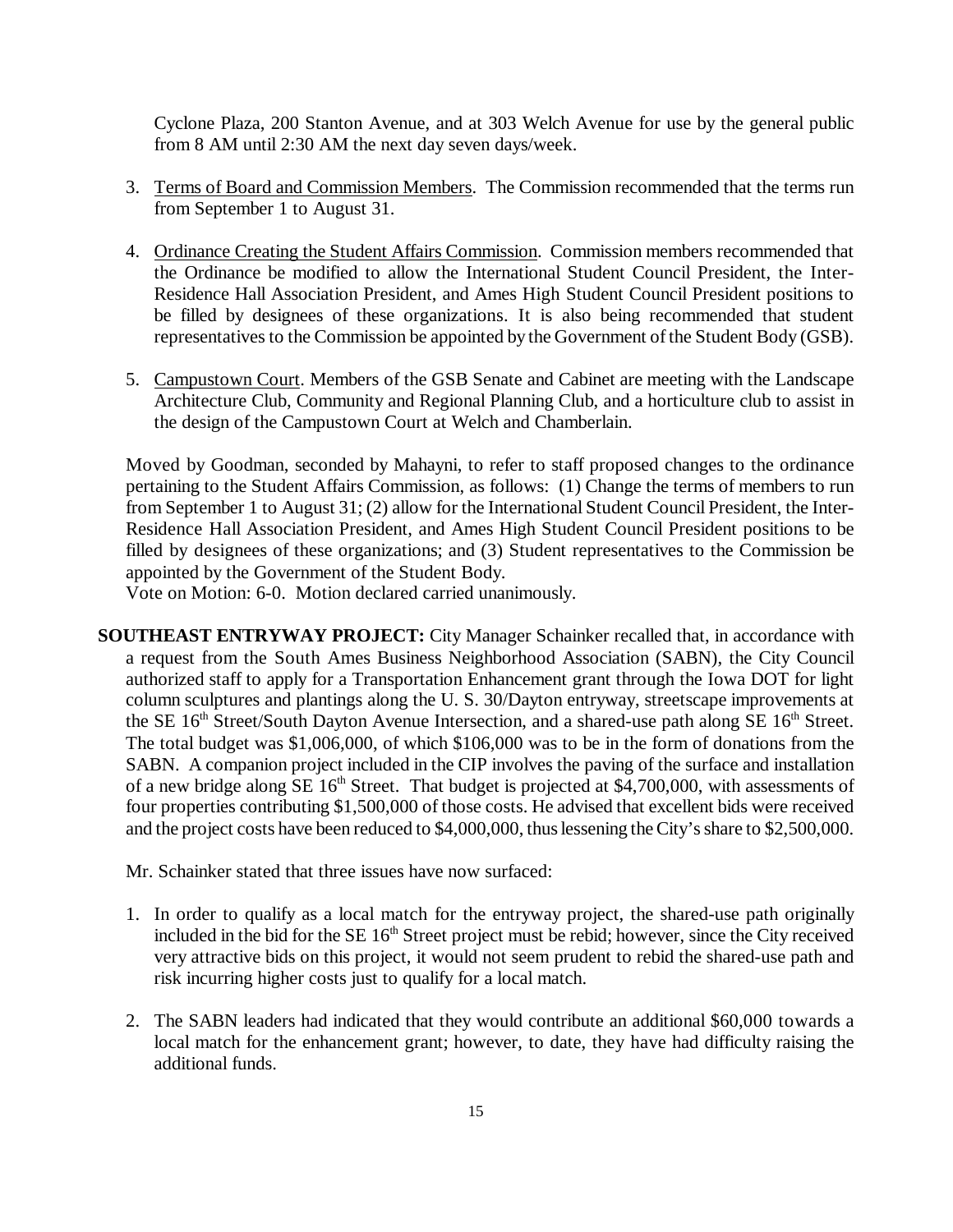Cyclone Plaza, 200 Stanton Avenue, and at 303 Welch Avenue for use by the general public from 8 AM until 2:30 AM the next day seven days/week.

3. Terms of Board and Commission Members. The Commission recommended that the terms run from September 1 to August 31.

4. Ordinance Creating the Student Affairs Commission. Commission members recommended that the Ordinance be modified to allow the International Student Council President, the Inter-Residence Hall Association President, and Ames High Student Council President positions to be filled by designees of these organizations. It is also being recommended that student representatives to the Commission be appointed by the Government of the Student Body (GSB).

5. Campustown Court. Members of the GSB Senate and Cabinet are meeting with the Landscape Architecture Club, Community and Regional Planning Club, and a horticulture club to assist in the design of the Campustown Court at Welch and Chamberlain.

Moved by Goodman, seconded by Mahayni, to refer to staff proposed changes to the ordinance pertaining to the Student Affairs Commission, as follows: (1) Change the terms of members to run from September 1 to August 31; (2) allow for the International Student Council President, the Inter-Residence Hall Association President, and Ames High Student Council President positions to be filled by designees of these organizations; and (3) Student representatives to the Commission be appointed by the Government of the Student Body.
Vote on Motion: 6-0. Motion declared carried unanimously.

**SOUTHEAST ENTRYWAY PROJECT:** City Manager Schainker recalled that, in accordance with a request from the South Ames Business Neighborhood Association (SABN), the City Council authorized staff to apply for a Transportation Enhancement grant through the Iowa DOT for light column sculptures and plantings along the U. S. 30/Dayton entryway, streetscape improvements at the SE 16th Street/South Dayton Avenue Intersection, and a shared-use path along SE 16th Street. The total budget was $1,006,000, of which $106,000 was to be in the form of donations from the SABN. A companion project included in the CIP involves the paving of the surface and installation of a new bridge along SE 16th Street. That budget is projected at $4,700,000, with assessments of four properties contributing $1,500,000 of those costs. He advised that excellent bids were received and the project costs have been reduced to $4,000,000, thus lessening the City's share to $2,500,000.

Mr. Schainker stated that three issues have now surfaced:

1. In order to qualify as a local match for the entryway project, the shared-use path originally included in the bid for the SE 16th Street project must be rebid; however, since the City received very attractive bids on this project, it would not seem prudent to rebid the shared-use path and risk incurring higher costs just to qualify for a local match.

2. The SABN leaders had indicated that they would contribute an additional $60,000 towards a local match for the enhancement grant; however, to date, they have had difficulty raising the additional funds.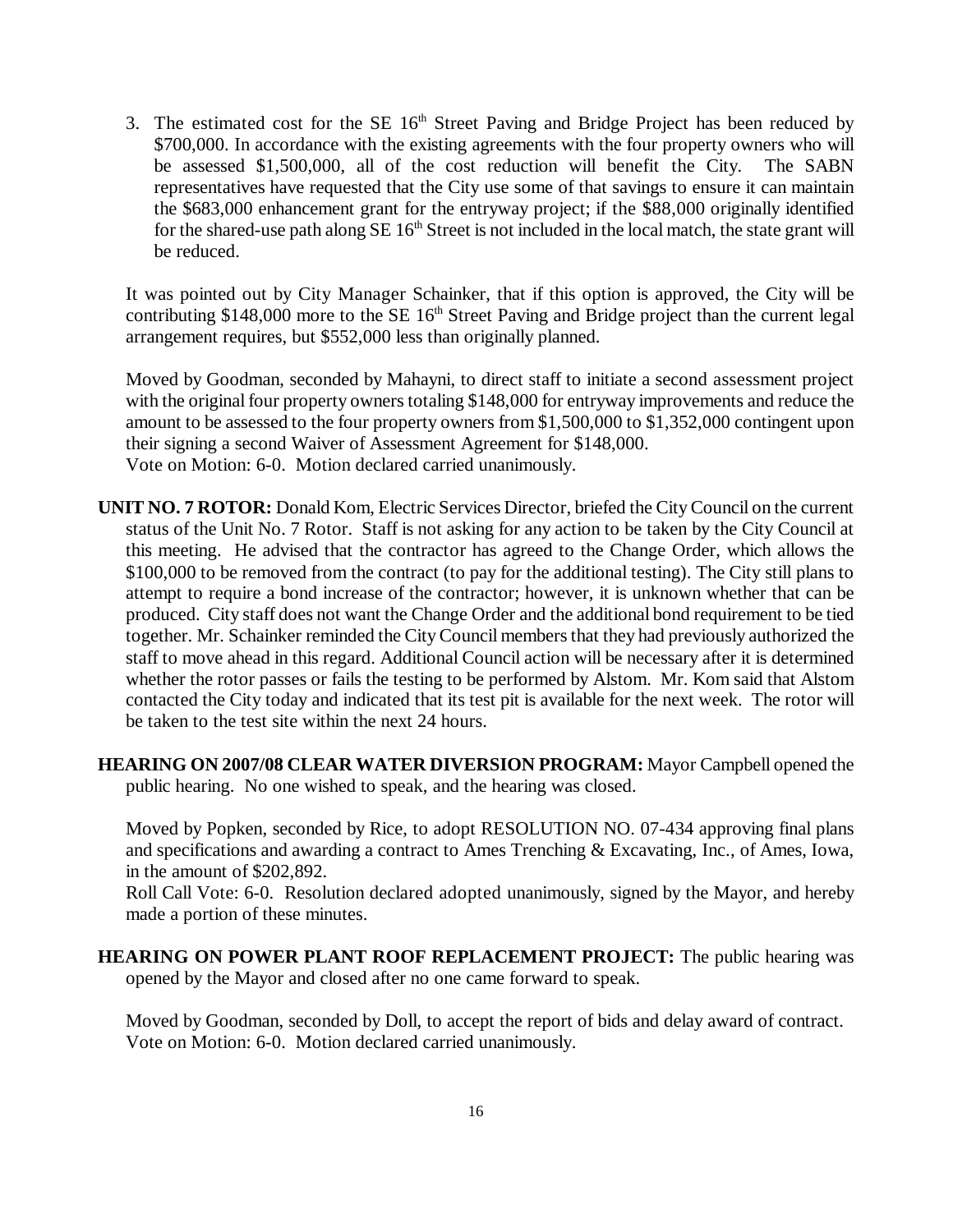3. The estimated cost for the SE 16th Street Paving and Bridge Project has been reduced by $700,000. In accordance with the existing agreements with the four property owners who will be assessed $1,500,000, all of the cost reduction will benefit the City. The SABN representatives have requested that the City use some of that savings to ensure it can maintain the $683,000 enhancement grant for the entryway project; if the $88,000 originally identified for the shared-use path along SE 16th Street is not included in the local match, the state grant will be reduced.

It was pointed out by City Manager Schainker, that if this option is approved, the City will be contributing $148,000 more to the SE 16th Street Paving and Bridge project than the current legal arrangement requires, but $552,000 less than originally planned.

Moved by Goodman, seconded by Mahayni, to direct staff to initiate a second assessment project with the original four property owners totaling $148,000 for entryway improvements and reduce the amount to be assessed to the four property owners from $1,500,000 to $1,352,000 contingent upon their signing a second Waiver of Assessment Agreement for $148,000.
Vote on Motion: 6-0. Motion declared carried unanimously.

**UNIT NO. 7 ROTOR:** Donald Kom, Electric Services Director, briefed the City Council on the current status of the Unit No. 7 Rotor. Staff is not asking for any action to be taken by the City Council at this meeting. He advised that the contractor has agreed to the Change Order, which allows the $100,000 to be removed from the contract (to pay for the additional testing). The City still plans to attempt to require a bond increase of the contractor; however, it is unknown whether that can be produced. City staff does not want the Change Order and the additional bond requirement to be tied together. Mr. Schainker reminded the City Council members that they had previously authorized the staff to move ahead in this regard. Additional Council action will be necessary after it is determined whether the rotor passes or fails the testing to be performed by Alstom. Mr. Kom said that Alstom contacted the City today and indicated that its test pit is available for the next week. The rotor will be taken to the test site within the next 24 hours.

**HEARING ON 2007/08 CLEAR WATER DIVERSION PROGRAM:** Mayor Campbell opened the public hearing. No one wished to speak, and the hearing was closed.

Moved by Popken, seconded by Rice, to adopt RESOLUTION NO. 07-434 approving final plans and specifications and awarding a contract to Ames Trenching & Excavating, Inc., of Ames, Iowa, in the amount of $202,892.
Roll Call Vote: 6-0. Resolution declared adopted unanimously, signed by the Mayor, and hereby made a portion of these minutes.

**HEARING ON POWER PLANT ROOF REPLACEMENT PROJECT:** The public hearing was opened by the Mayor and closed after no one came forward to speak.

Moved by Goodman, seconded by Doll, to accept the report of bids and delay award of contract.
Vote on Motion: 6-0. Motion declared carried unanimously.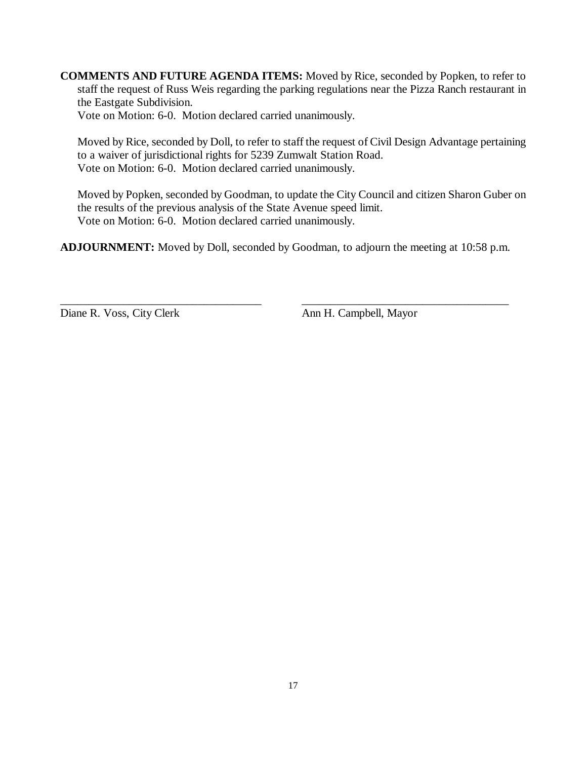**COMMENTS AND FUTURE AGENDA ITEMS:** Moved by Rice, seconded by Popken, to refer to staff the request of Russ Weis regarding the parking regulations near the Pizza Ranch restaurant in the Eastgate Subdivision.
Vote on Motion: 6-0. Motion declared carried unanimously.

Moved by Rice, seconded by Doll, to refer to staff the request of Civil Design Advantage pertaining to a waiver of jurisdictional rights for 5239 Zumwalt Station Road.
Vote on Motion: 6-0. Motion declared carried unanimously.

Moved by Popken, seconded by Goodman, to update the City Council and citizen Sharon Guber on the results of the previous analysis of the State Avenue speed limit.
Vote on Motion: 6-0. Motion declared carried unanimously.

**ADJOURNMENT:** Moved by Doll, seconded by Goodman, to adjourn the meeting at 10:58 p.m.

\_\_\_\_\_\_\_\_\_\_\_\_\_\_\_\_\_\_\_\_\_\_\_\_\_\_\_\_\_\_\_\_\_\_\_\_ \_\_\_\_\_\_\_\_\_\_\_\_\_\_\_\_\_\_\_\_\_\_\_\_\_\_\_\_\_\_\_\_\_\_\_\_\_

Diane R. Voss, City Clerk Ann H. Campbell, Mayor